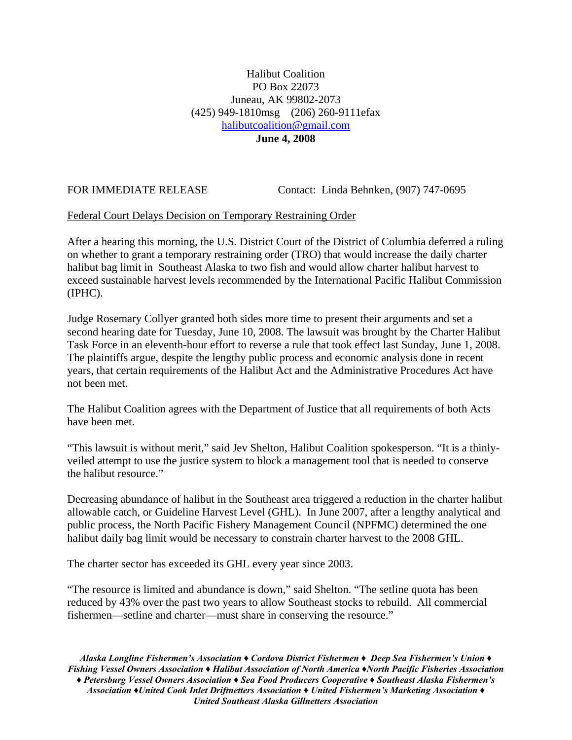Halibut Coalition
PO Box 22073
Juneau, AK 99802-2073
(425) 949-1810msg (206) 260-9111efax
halibutcoalition@gmail.com
**June 4, 2008**

FOR IMMEDIATE RELEASE Contact: Linda Behnken, (907) 747-0695

Federal Court Delays Decision on Temporary Restraining Order

After a hearing this morning, the U.S. District Court of the District of Columbia deferred a ruling on whether to grant a temporary restraining order (TRO) that would increase the daily charter halibut bag limit in Southeast Alaska to two fish and would allow charter halibut harvest to exceed sustainable harvest levels recommended by the International Pacific Halibut Commission (IPHC).

Judge Rosemary Collyer granted both sides more time to present their arguments and set a second hearing date for Tuesday, June 10, 2008. The lawsuit was brought by the Charter Halibut Task Force in an eleventh-hour effort to reverse a rule that took effect last Sunday, June 1, 2008. The plaintiffs argue, despite the lengthy public process and economic analysis done in recent years, that certain requirements of the Halibut Act and the Administrative Procedures Act have not been met.

The Halibut Coalition agrees with the Department of Justice that all requirements of both Acts have been met.

"This lawsuit is without merit," said Jev Shelton, Halibut Coalition spokesperson. "It is a thinly-veiled attempt to use the justice system to block a management tool that is needed to conserve the halibut resource."

Decreasing abundance of halibut in the Southeast area triggered a reduction in the charter halibut allowable catch, or Guideline Harvest Level (GHL). In June 2007, after a lengthy analytical and public process, the North Pacific Fishery Management Council (NPFMC) determined the one halibut daily bag limit would be necessary to constrain charter harvest to the 2008 GHL.

The charter sector has exceeded its GHL every year since 2003.

"The resource is limited and abundance is down," said Shelton. "The setline quota has been reduced by 43% over the past two years to allow Southeast stocks to rebuild. All commercial fishermen—setline and charter—must share in conserving the resource."

*Alaska Longline Fishermen's Association ♦ Cordova District Fishermen ♦ Deep Sea Fishermen's Union ♦ Fishing Vessel Owners Association ♦ Halibut Association of North America ♦North Pacific Fisheries Association ♦ Petersburg Vessel Owners Association ♦ Sea Food Producers Cooperative ♦ Southeast Alaska Fishermen's Association ♦United Cook Inlet Driftnetters Association ♦ United Fishermen's Marketing Association ♦ United Southeast Alaska Gillnetters Association*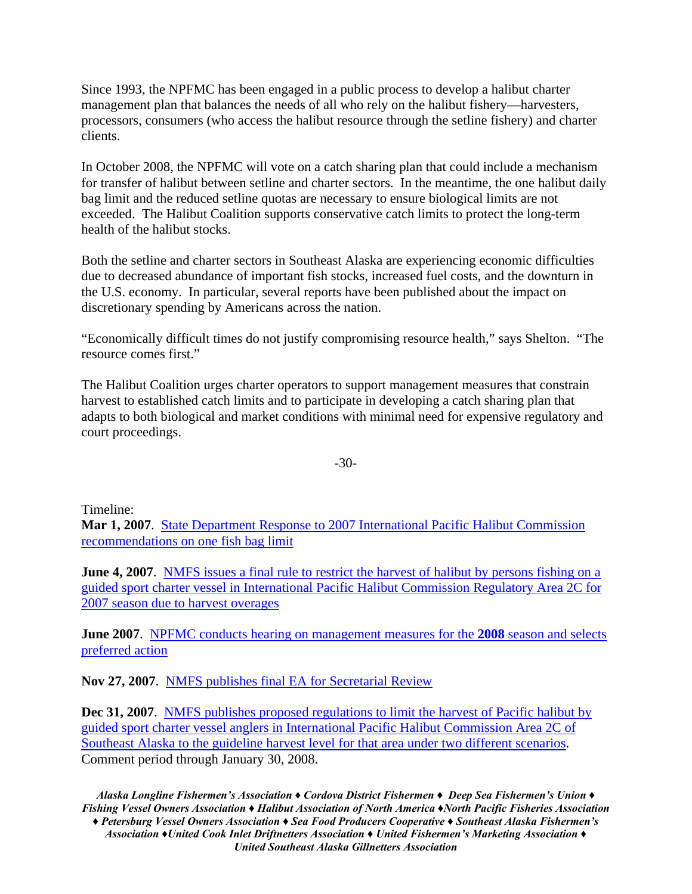Since 1993, the NPFMC has been engaged in a public process to develop a halibut charter management plan that balances the needs of all who rely on the halibut fishery—harvesters, processors, consumers (who access the halibut resource through the setline fishery) and charter clients.

In October 2008, the NPFMC will vote on a catch sharing plan that could include a mechanism for transfer of halibut between setline and charter sectors. In the meantime, the one halibut daily bag limit and the reduced setline quotas are necessary to ensure biological limits are not exceeded. The Halibut Coalition supports conservative catch limits to protect the long-term health of the halibut stocks.

Both the setline and charter sectors in Southeast Alaska are experiencing economic difficulties due to decreased abundance of important fish stocks, increased fuel costs, and the downturn in the U.S. economy. In particular, several reports have been published about the impact on discretionary spending by Americans across the nation.

"Economically difficult times do not justify compromising resource health," says Shelton. "The resource comes first."

The Halibut Coalition urges charter operators to support management measures that constrain harvest to established catch limits and to participate in developing a catch sharing plan that adapts to both biological and market conditions with minimal need for expensive regulatory and court proceedings.

-30-

Timeline:

**Mar 1, 2007**. State Department Response to 2007 International Pacific Halibut Commission recommendations on one fish bag limit

**June 4, 2007**. NMFS issues a final rule to restrict the harvest of halibut by persons fishing on a guided sport charter vessel in International Pacific Halibut Commission Regulatory Area 2C for 2007 season due to harvest overages

**June 2007**. NPFMC conducts hearing on management measures for the **2008** season and selects preferred action

**Nov 27, 2007**. NMFS publishes final EA for Secretarial Review

**Dec 31, 2007**. NMFS publishes proposed regulations to limit the harvest of Pacific halibut by guided sport charter vessel anglers in International Pacific Halibut Commission Area 2C of Southeast Alaska to the guideline harvest level for that area under two different scenarios. Comment period through January 30, 2008.

*Alaska Longline Fishermen's Association ♦ Cordova District Fishermen ♦ Deep Sea Fishermen's Union ♦ Fishing Vessel Owners Association ♦ Halibut Association of North America ♦North Pacific Fisheries Association ♦ Petersburg Vessel Owners Association ♦ Sea Food Producers Cooperative ♦ Southeast Alaska Fishermen's Association ♦United Cook Inlet Driftnetters Association ♦ United Fishermen's Marketing Association ♦ United Southeast Alaska Gillnetters Association*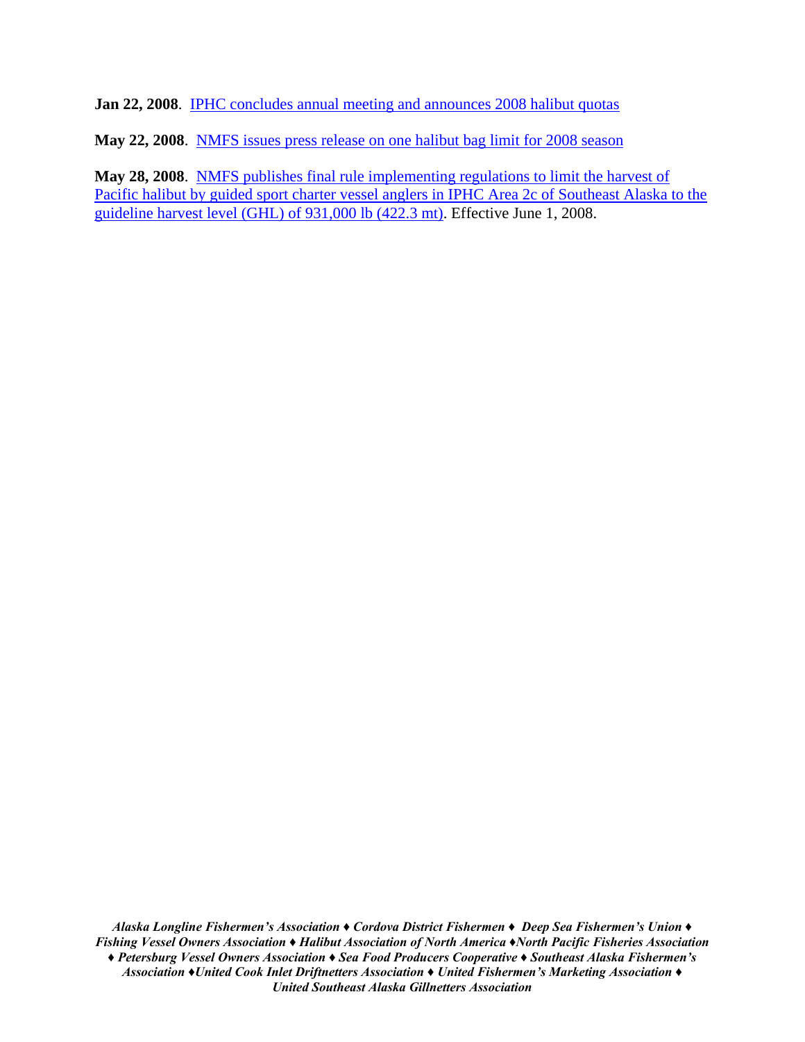**Jan 22, 2008**. IPHC concludes annual meeting and announces 2008 halibut quotas

**May 22, 2008**. NMFS issues press release on one halibut bag limit for 2008 season

**May 28, 2008**. NMFS publishes final rule implementing regulations to limit the harvest of Pacific halibut by guided sport charter vessel anglers in IPHC Area 2c of Southeast Alaska to the guideline harvest level (GHL) of 931,000 lb (422.3 mt). Effective June 1, 2008.